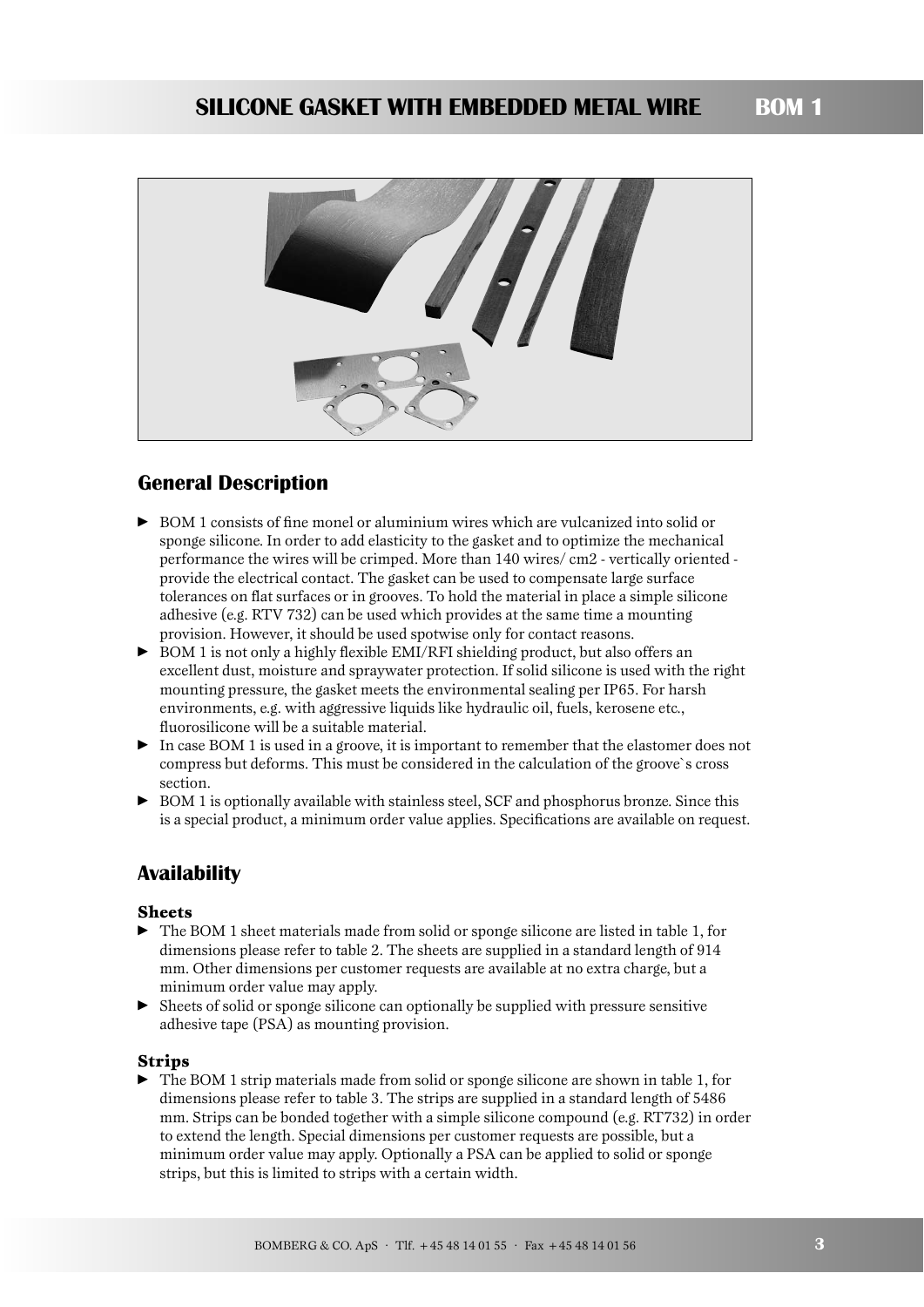# SILICONE GASKET WITH EMBEDDED METAL WIRE BOM 1

## General Description

- BOM 1 consists of fine monel or aluminium wires which are vulcanized into solid or sponge silicone. In order to add elasticity to the gasket and to optimize the mechanical performance the wires will be crimped. More than 140 wires/ cm2 - vertically oriented - provide the electrical contact. The gasket can be used to compensate large surface tolerances on flat surfaces or in grooves. To hold the material in place a simple silicone adhesive (e.g. RTV 732) can be used which provides at the same time a mounting provision. However, it should be used spotwise only for contact reasons.
- BOM 1 is not only a highly flexible EMI/RFI shielding product, but also offers an excellent dust, moisture and spraywater protection. If solid silicone is used with the right mounting pressure, the gasket meets the environmental sealing per IP65. For harsh environments, e.g. with aggressive liquids like hydraulic oil, fuels, kerosene etc., fluorosilicone will be a suitable material.
- In case BOM 1 is used in a groove, it is important to remember that the elastomer does not compress but deforms. This must be considered in the calculation of the groove`s cross section.
- BOM 1 is optionally available with stainless steel, SCF and phosphorus bronze. Since this is a special product, a minimum order value applies. Specifications are available on request.

## Availability

### Sheets

- The BOM 1 sheet materials made from solid or sponge silicone are listed in table 1, for dimensions please refer to table 2. The sheets are supplied in a standard length of 914 mm. Other dimensions per customer requests are available at no extra charge, but a minimum order value may apply.
- Sheets of solid or sponge silicone can optionally be supplied with pressure sensitive adhesive tape (PSA) as mounting provision.

### Strips

- The BOM 1 strip materials made from solid or sponge silicone are shown in table 1, for dimensions please refer to table 3. The strips are supplied in a standard length of 5486 mm. Strips can be bonded together with a simple silicone compound (e.g. RT732) in order to extend the length. Special dimensions per customer requests are possible, but a minimum order value may apply. Optionally a PSA can be applied to solid or sponge strips, but this is limited to strips with a certain width.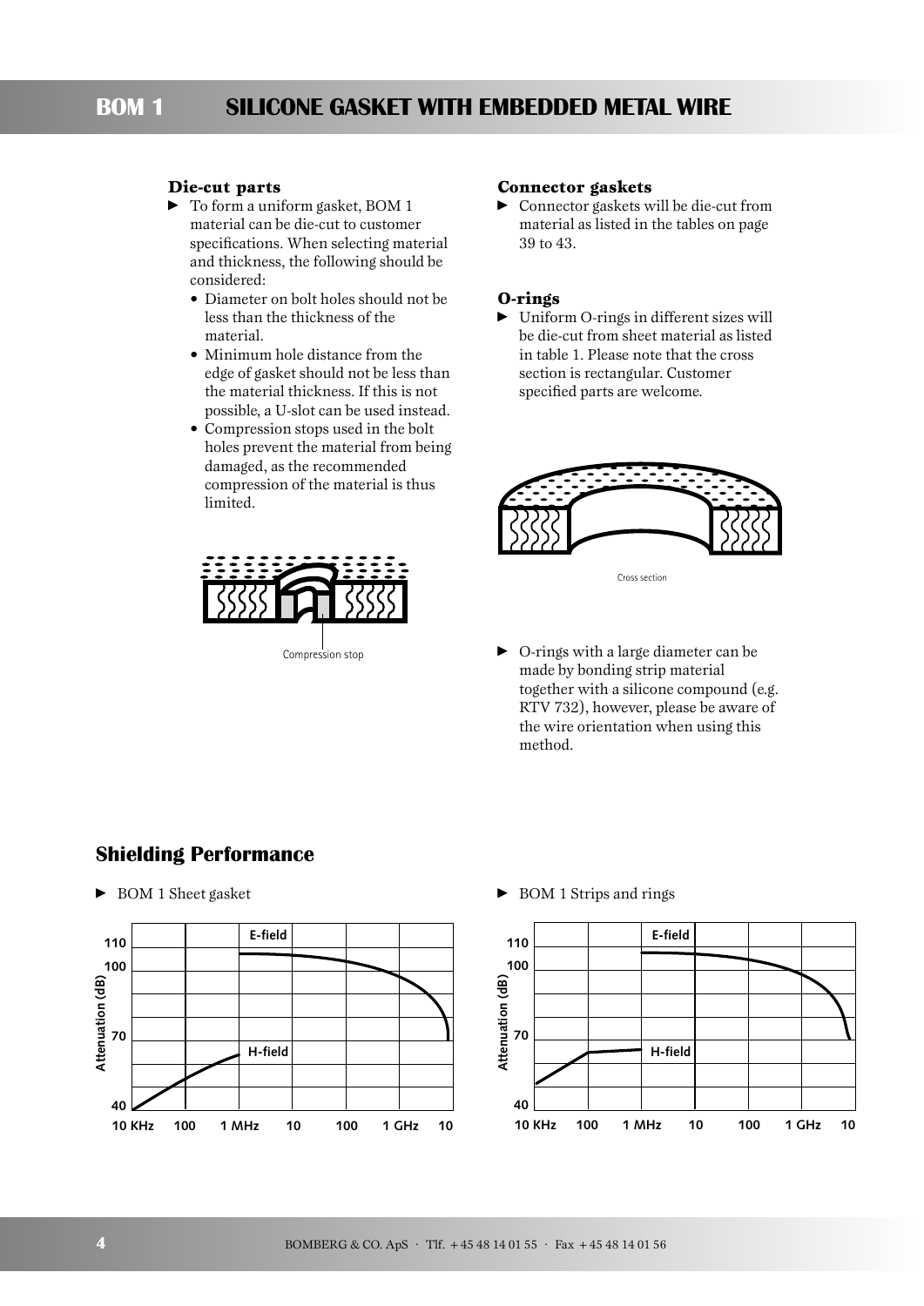# BOM 1 SILICONE GASKET WITH EMBEDDED METAL WIRE

### Die-cut parts

- To form a uniform gasket, BOM 1 material can be die-cut to customer specifications. When selecting material and thickness, the following should be considered:
  - Diameter on bolt holes should not be less than the thickness of the material.
  - Minimum hole distance from the edge of gasket should not be less than the material thickness. If this is not possible, a U-slot can be used instead.
  - Compression stops used in the bolt holes prevent the material from being damaged, as the recommended compression of the material is thus limited.

Compression stop

### Connector gaskets

- Connector gaskets will be die-cut from material as listed in the tables on page 39 to 43.

### O-rings

- Uniform O-rings in different sizes will be die-cut from sheet material as listed in table 1. Please note that the cross section is rectangular. Customer specified parts are welcome.

Cross section

- O-rings with a large diameter can be made by bonding strip material together with a silicone compound (e.g. RTV 732), however, please be aware of the wire orientation when using this method.

## Shielding Performance

- BOM 1 Sheet gasket

Attenuation (dB): 40, 70, 100, 110
E-field, H-field
10 KHz, 100, 1 MHz, 10, 100, 1 GHz, 10

- BOM 1 Strips and rings

Attenuation (dB): 40, 70, 100, 110
E-field, H-field
10 KHz, 100, 1 MHz, 10, 100, 1 GHz, 10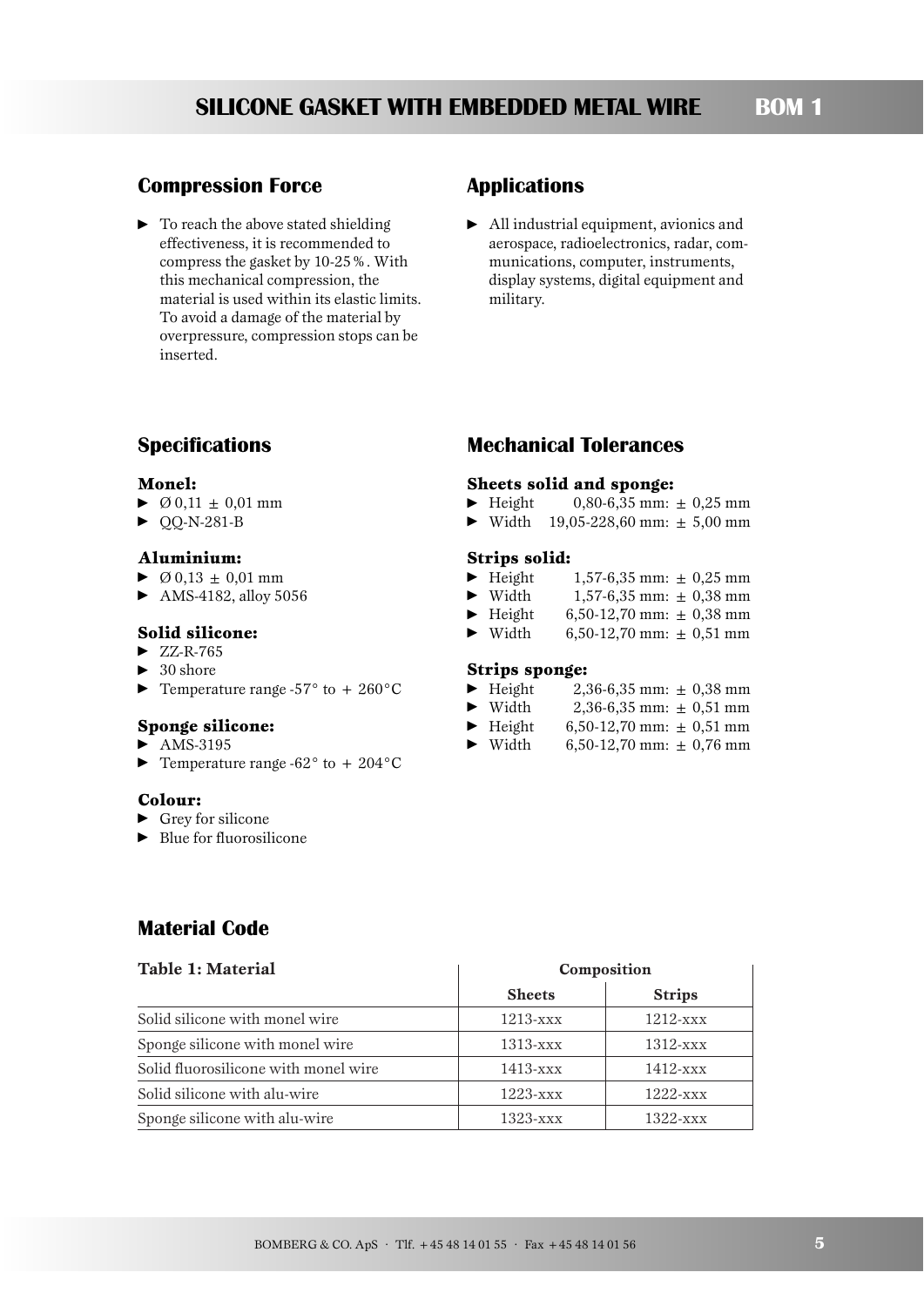# SILICONE GASKET WITH EMBEDDED METAL WIRE BOM 1

## Compression Force

- To reach the above stated shielding effectiveness, it is recommended to compress the gasket by 10-25 %. With this mechanical compression, the material is used within its elastic limits. To avoid a damage of the material by overpressure, compression stops can be inserted.

## Applications

- All industrial equipment, avionics and aerospace, radioelectronics, radar, communications, computer, instruments, display systems, digital equipment and military.

## Specifications

### Monel:

- Ø 0,11 ± 0,01 mm
- QQ-N-281-B

### Aluminium:

- Ø 0,13 ± 0,01 mm
- AMS-4182, alloy 5056

### Solid silicone:

- ZZ-R-765
- 30 shore
- Temperature range -57° to + 260°C

### Sponge silicone:

- AMS-3195
- Temperature range -62° to + 204°C

### Colour:

- Grey for silicone
- Blue for fluorosilicone

## Mechanical Tolerances

### Sheets solid and sponge:

- Height 0,80-6,35 mm: ± 0,25 mm
- Width 19,05-228,60 mm: ± 5,00 mm

### Strips solid:

- Height 1,57-6,35 mm: ± 0,25 mm
- Width 1,57-6,35 mm: ± 0,38 mm
- Height 6,50-12,70 mm: ± 0,38 mm
- Width 6,50-12,70 mm: ± 0,51 mm

### Strips sponge:

- Height 2,36-6,35 mm: ± 0,38 mm
- Width 2,36-6,35 mm: ± 0,51 mm
- Height 6,50-12,70 mm: ± 0,51 mm
- Width 6,50-12,70 mm: ± 0,76 mm

## Material Code

| Table 1: Material | Composition | |
|---|---|---|
| | Sheets | Strips |
| Solid silicone with monel wire | 1213-xxx | 1212-xxx |
| Sponge silicone with monel wire | 1313-xxx | 1312-xxx |
| Solid fluorosilicone with monel wire | 1413-xxx | 1412-xxx |
| Solid silicone with alu-wire | 1223-xxx | 1222-xxx |
| Sponge silicone with alu-wire | 1323-xxx | 1322-xxx |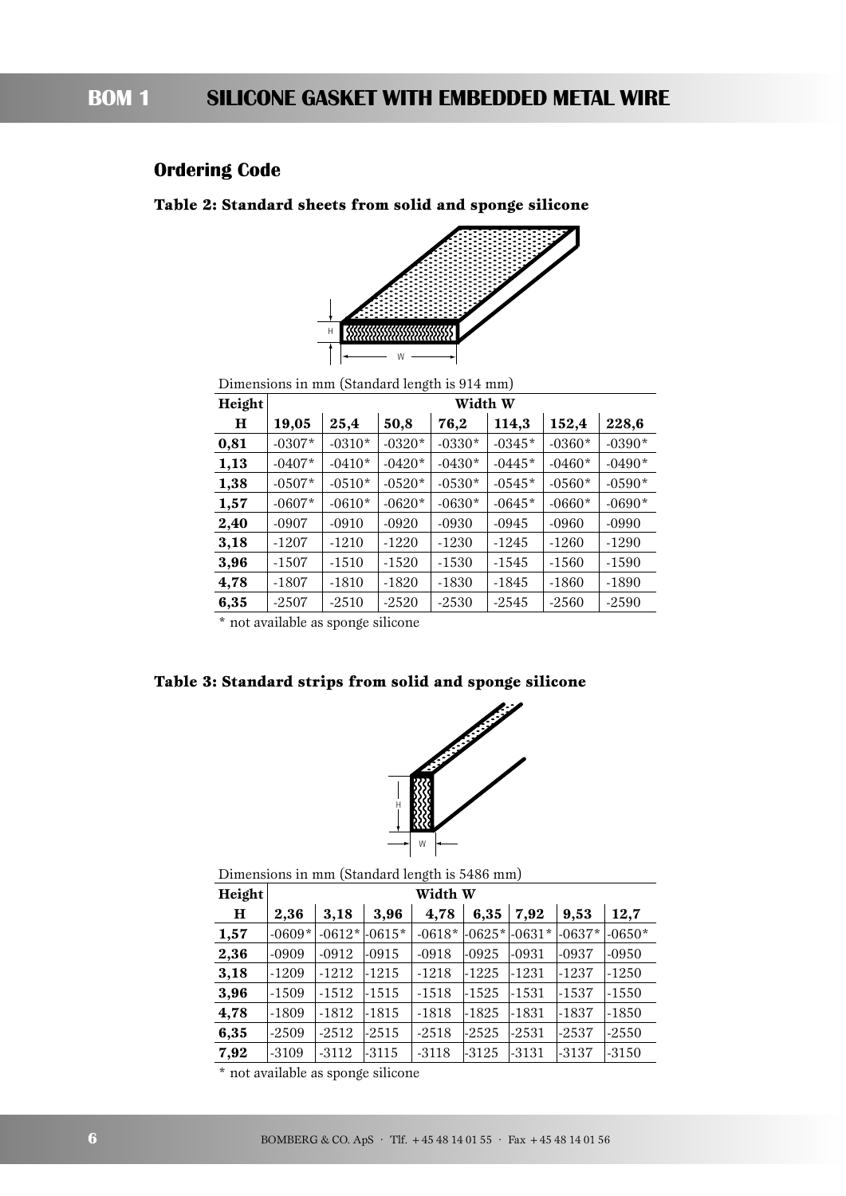# BOM 1 SILICONE GASKET WITH EMBEDDED METAL WIRE

## Ordering Code

### Table 2: Standard sheets from solid and sponge silicone

Dimensions in mm (Standard length is 914 mm)

| Height | Width W | | | | | | |
|---|---|---|---|---|---|---|---|
| **H** | **19,05** | **25,4** | **50,8** | **76,2** | **114,3** | **152,4** | **228,6** |
| **0,81** | -0307* | -0310* | -0320* | -0330* | -0345* | -0360* | -0390* |
| **1,13** | -0407* | -0410* | -0420* | -0430* | -0445* | -0460* | -0490* |
| **1,38** | -0507* | -0510* | -0520* | -0530* | -0545* | -0560* | -0590* |
| **1,57** | -0607* | -0610* | -0620* | -0630* | -0645* | -0660* | -0690* |
| **2,40** | -0907 | -0910 | -0920 | -0930 | -0945 | -0960 | -0990 |
| **3,18** | -1207 | -1210 | -1220 | -1230 | -1245 | -1260 | -1290 |
| **3,96** | -1507 | -1510 | -1520 | -1530 | -1545 | -1560 | -1590 |
| **4,78** | -1807 | -1810 | -1820 | -1830 | -1845 | -1860 | -1890 |
| **6,35** | -2507 | -2510 | -2520 | -2530 | -2545 | -2560 | -2590 |

* not available as sponge silicone

### Table 3: Standard strips from solid and sponge silicone

Dimensions in mm (Standard length is 5486 mm)

| Height | Width W | | | | | | | |
|---|---|---|---|---|---|---|---|---|
| **H** | **2,36** | **3,18** | **3,96** | **4,78** | **6,35** | **7,92** | **9,53** | **12,7** |
| **1,57** | -0609* | -0612* | -0615* | -0618* | -0625* | -0631* | -0637* | -0650* |
| **2,36** | -0909 | -0912 | -0915 | -0918 | -0925 | -0931 | -0937 | -0950 |
| **3,18** | -1209 | -1212 | -1215 | -1218 | -1225 | -1231 | -1237 | -1250 |
| **3,96** | -1509 | -1512 | -1515 | -1518 | -1525 | -1531 | -1537 | -1550 |
| **4,78** | -1809 | -1812 | -1815 | -1818 | -1825 | -1831 | -1837 | -1850 |
| **6,35** | -2509 | -2512 | -2515 | -2518 | -2525 | -2531 | -2537 | -2550 |
| **7,92** | -3109 | -3112 | -3115 | -3118 | -3125 | -3131 | -3137 | -3150 |

* not available as sponge silicone